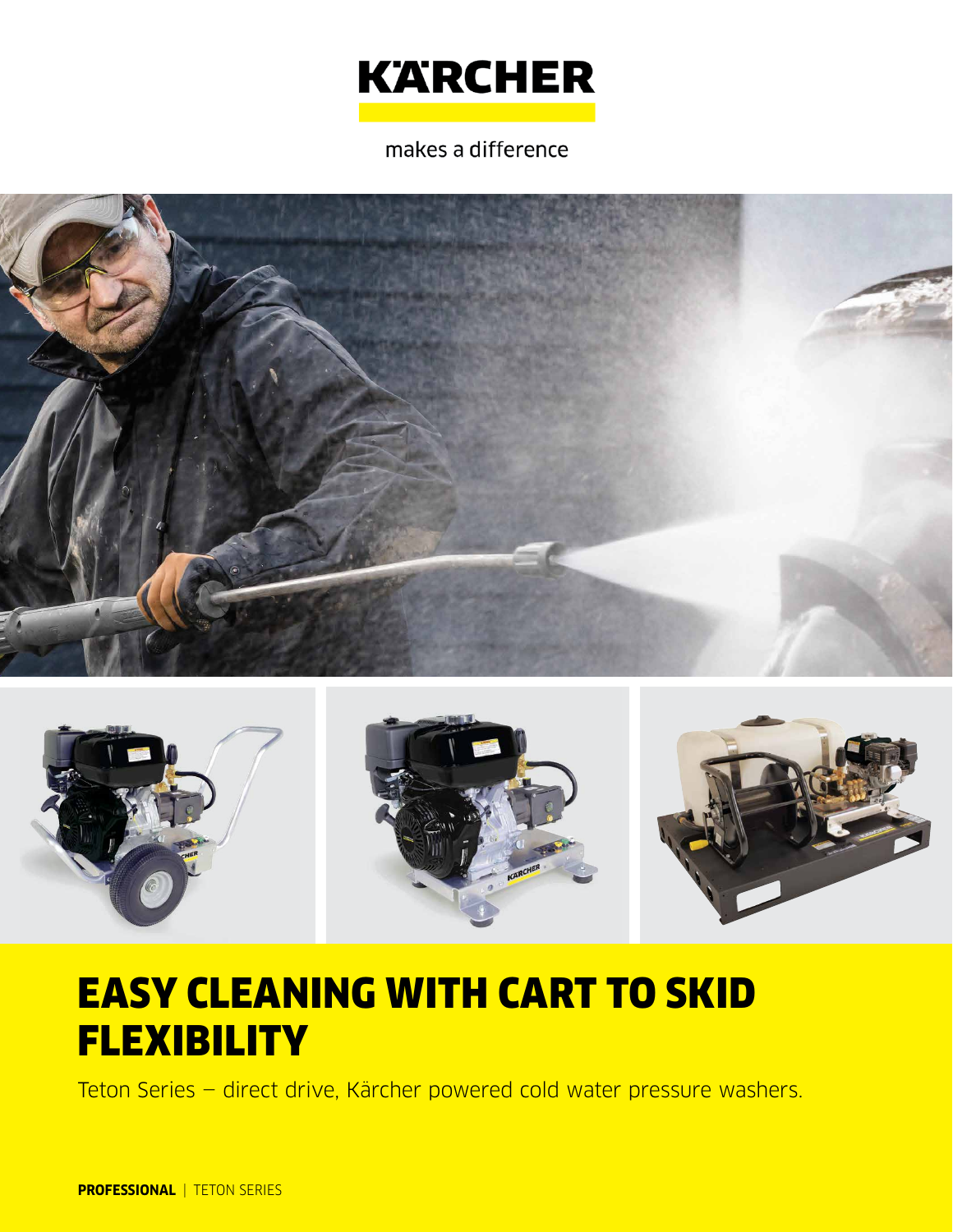KÄRCHER

makes a difference

# EASY CLEANING WITH CART TO SKID FLEXIBILITY

Teton Series – direct drive, Kärcher powered cold water pressure washers.

**PROFESSIONAL** | TETON SERIES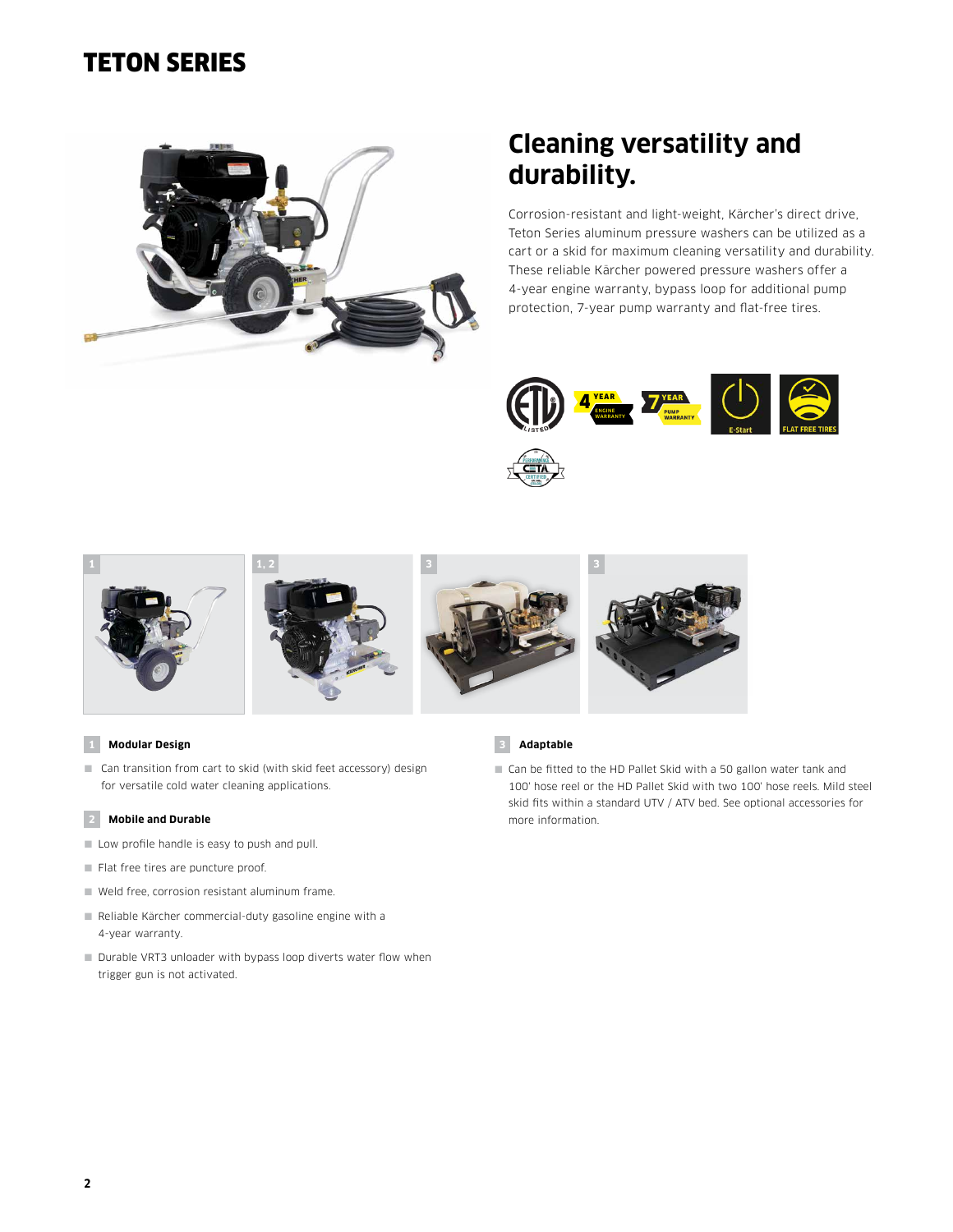# TETON SERIES

## Cleaning versatility and durability.

Corrosion-resistant and light-weight, Kärcher's direct drive, Teton Series aluminum pressure washers can be utilized as a cart or a skid for maximum cleaning versatility and durability. These reliable Kärcher powered pressure washers offer a 4-year engine warranty, bypass loop for additional pump protection, 7-year pump warranty and flat-free tires.

### 1 Modular Design

- Can transition from cart to skid (with skid feet accessory) design for versatile cold water cleaning applications.

### 2 Mobile and Durable

- Low profile handle is easy to push and pull.
- Flat free tires are puncture proof.
- Weld free, corrosion resistant aluminum frame.
- Reliable Kärcher commercial-duty gasoline engine with a 4-year warranty.
- Durable VRT3 unloader with bypass loop diverts water flow when trigger gun is not activated.

### 3 Adaptable

- Can be fitted to the HD Pallet Skid with a 50 gallon water tank and 100' hose reel or the HD Pallet Skid with two 100' hose reels. Mild steel skid fits within a standard UTV / ATV bed. See optional accessories for more information.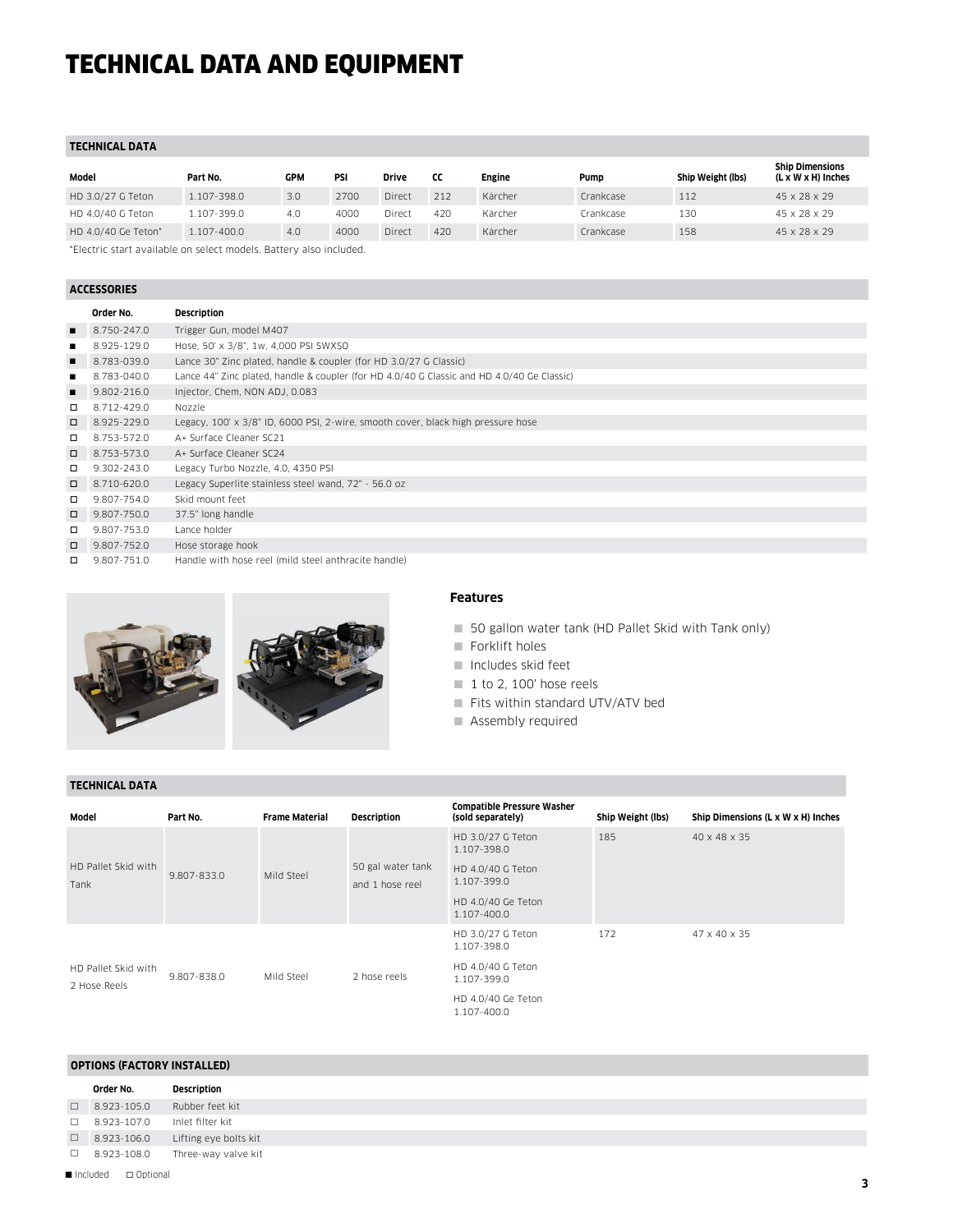# TECHNICAL DATA AND EQUIPMENT

### TECHNICAL DATA

| Model | Part No. | GPM | PSI | Drive | CC | Engine | Pump | Ship Weight (lbs) | Ship Dimensions (L x W x H) Inches |
|---|---|---|---|---|---|---|---|---|---|
| HD 3.0/27 G Teton | 1.107-398.0 | 3.0 | 2700 | Direct | 212 | Kärcher | Crankcase | 112 | 45 x 28 x 29 |
| HD 4.0/40 G Teton | 1.107-399.0 | 4.0 | 4000 | Direct | 420 | Kärcher | Crankcase | 130 | 45 x 28 x 29 |
| HD 4.0/40 Ge Teton* | 1.107-400.0 | 4.0 | 4000 | Direct | 420 | Kärcher | Crankcase | 158 | 45 x 28 x 29 |

*Electric start available on select models. Battery also included.

### ACCESSORIES

| | Order No. | Description |
|---|---|---|
| ■ | 8.750-247.0 | Trigger Gun, model M407 |
| ■ | 8.925-129.0 | Hose, 50' x 3/8", 1w, 4,000 PSI SWXSO |
| ■ | 8.783-039.0 | Lance 30" Zinc plated, handle & coupler (for HD 3.0/27 G Classic) |
| ■ | 8.783-040.0 | Lance 44" Zinc plated, handle & coupler (for HD 4.0/40 G Classic and HD 4.0/40 Ge Classic) |
| ■ | 9.802-216.0 | Injector, Chem, NON ADJ, 0.083 |
| □ | 8.712-429.0 | Nozzle |
| □ | 8.925-229.0 | Legacy, 100' x 3/8" ID, 6000 PSI, 2-wire, smooth cover, black high pressure hose |
| □ | 8.753-572.0 | A+ Surface Cleaner SC21 |
| □ | 8.753-573.0 | A+ Surface Cleaner SC24 |
| □ | 9.302-243.0 | Legacy Turbo Nozzle, 4.0, 4350 PSI |
| □ | 8.710-620.0 | Legacy Superlite stainless steel wand, 72" - 56.0 oz |
| □ | 9.807-754.0 | Skid mount feet |
| □ | 9.807-750.0 | 37.5" long handle |
| □ | 9.807-753.0 | Lance holder |
| □ | 9.807-752.0 | Hose storage hook |
| □ | 9.807-751.0 | Handle with hose reel (mild steel anthracite handle) |

### Features

- 50 gallon water tank (HD Pallet Skid with Tank only)
- Forklift holes
- Includes skid feet
- 1 to 2, 100' hose reels
- Fits within standard UTV/ATV bed
- Assembly required

### TECHNICAL DATA

| Model | Part No. | Frame Material | Description | Compatible Pressure Washer (sold separately) | Ship Weight (lbs) | Ship Dimensions (L x W x H) Inches |
|---|---|---|---|---|---|---|
| HD Pallet Skid with Tank | 9.807-833.0 | Mild Steel | 50 gal water tank and 1 hose reel | HD 3.0/27 G Teton 1.107-398.0<br>HD 4.0/40 G Teton 1.107-399.0<br>HD 4.0/40 Ge Teton 1.107-400.0 | 185 | 40 x 48 x 35 |
| HD Pallet Skid with 2 Hose Reels | 9.807-838.0 | Mild Steel | 2 hose reels | HD 3.0/27 G Teton 1.107-398.0<br>HD 4.0/40 G Teton 1.107-399.0<br>HD 4.0/40 Ge Teton 1.107-400.0 | 172 | 47 x 40 x 35 |

### OPTIONS (FACTORY INSTALLED)

| | Order No. | Description |
|---|---|---|
| □ | 8.923-105.0 | Rubber feet kit |
| □ | 8.923-107.0 | Inlet filter kit |
| □ | 8.923-106.0 | Lifting eye bolts kit |
| □ | 8.923-108.0 | Three-way valve kit |

■ Included □ Optional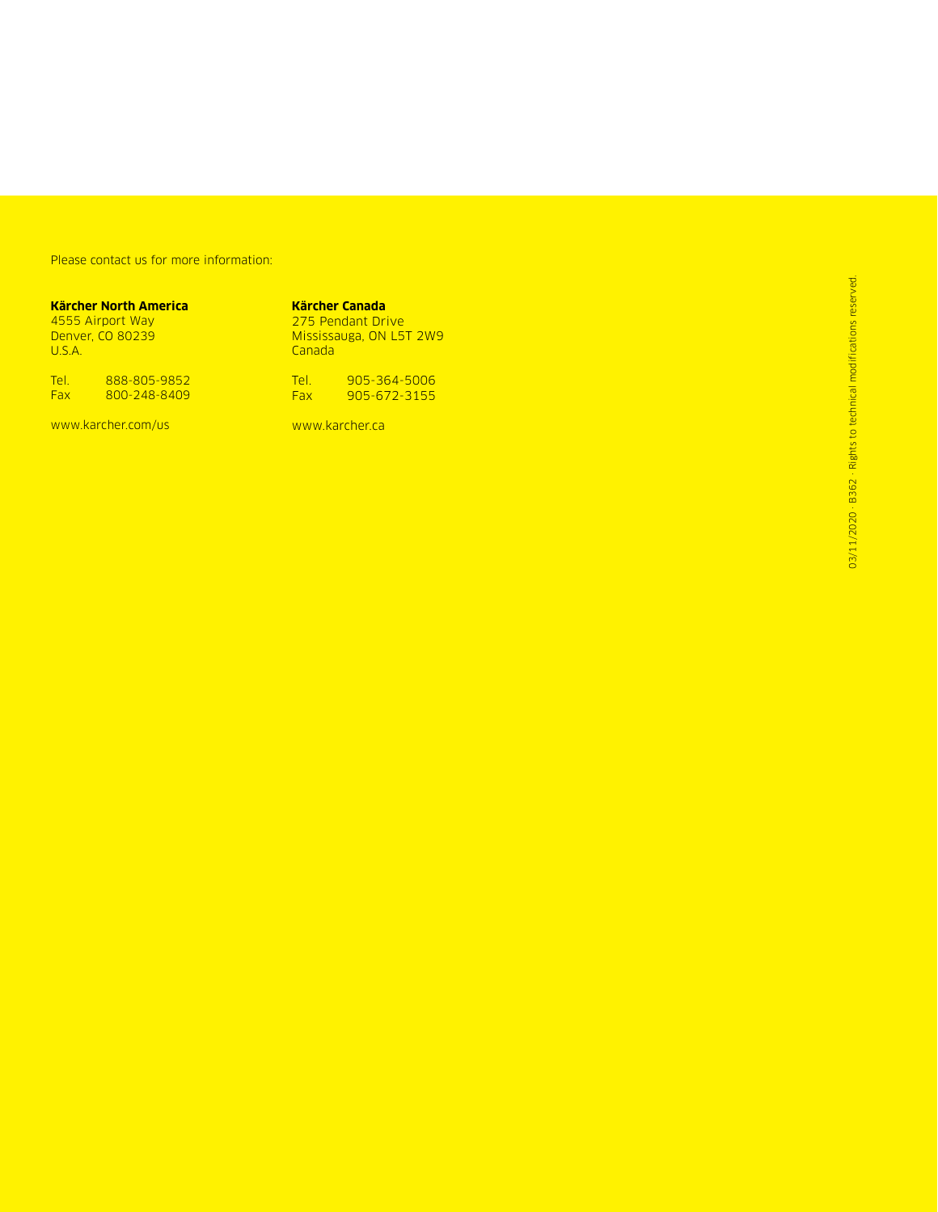Please contact us for more information:

**Kärcher North America**
4555 Airport Way
Denver, CO 80239
U.S.A.

Tel. 888-805-9852
Fax 800-248-8409

www.karcher.com/us

**Kärcher Canada**
275 Pendant Drive
Mississauga, ON L5T 2W9
Canada

Tel. 905-364-5006
Fax 905-672-3155

www.karcher.ca

03/11/2020 · B362 · Rights to technical modifications reserved.